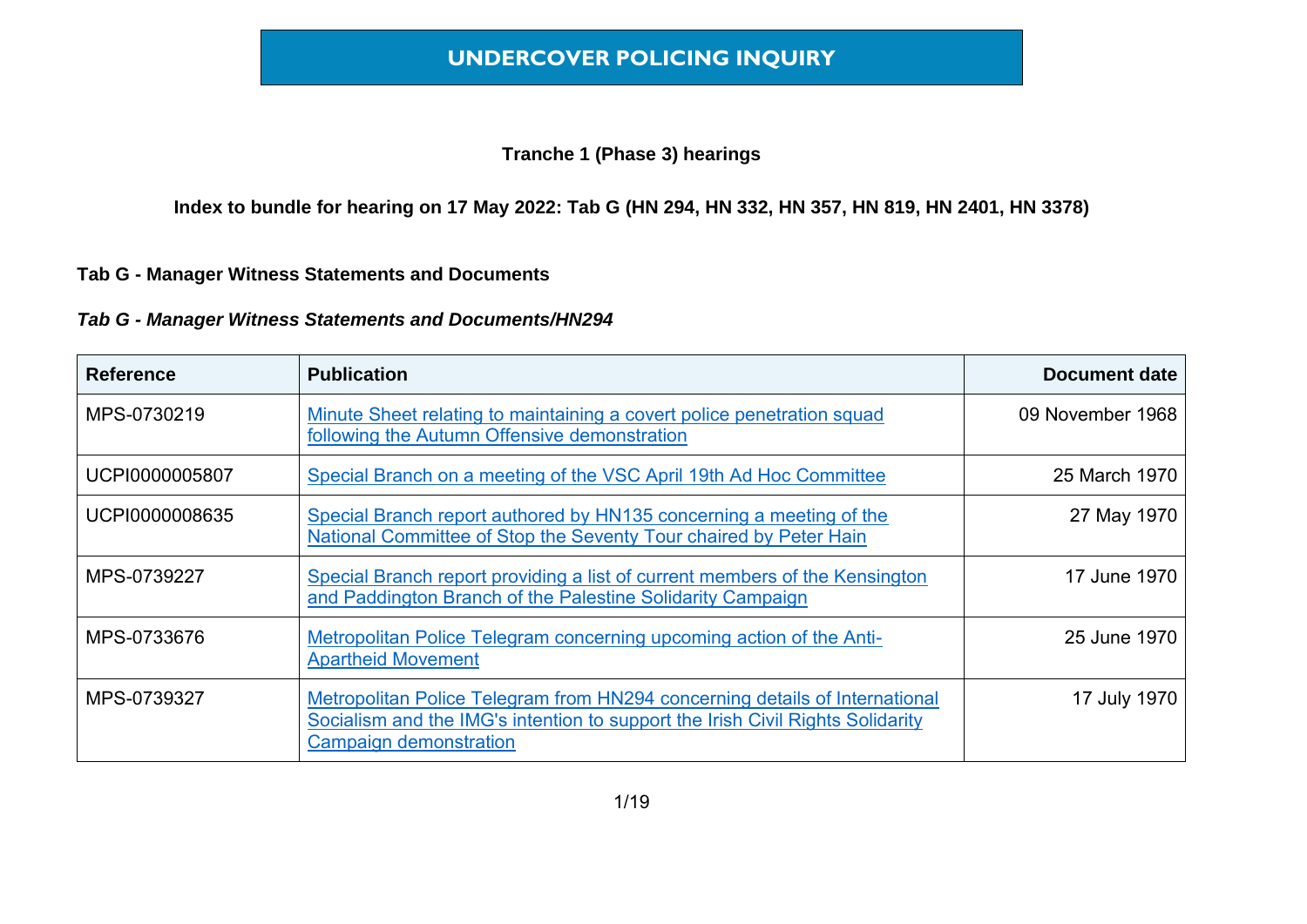# UNDERCOVER POLICING INQUIRY

**Tranche 1 (Phase 3) hearings**

**Index to bundle for hearing on 17 May 2022: Tab G (HN 294, HN 332, HN 357, HN 819, HN 2401, HN 3378)**

**Tab G - Manager Witness Statements and Documents**

***Tab G - Manager Witness Statements and Documents/HN294***

| Reference | Publication | Document date |
| --- | --- | --- |
| MPS-0730219 | Minute Sheet relating to maintaining a covert police penetration squad following the Autumn Offensive demonstration | 09 November 1968 |
| UCPI0000005807 | Special Branch on a meeting of the VSC April 19th Ad Hoc Committee | 25 March 1970 |
| UCPI0000008635 | Special Branch report authored by HN135 concerning a meeting of the National Committee of Stop the Seventy Tour chaired by Peter Hain | 27 May 1970 |
| MPS-0739227 | Special Branch report providing a list of current members of the Kensington and Paddington Branch of the Palestine Solidarity Campaign | 17 June 1970 |
| MPS-0733676 | Metropolitan Police Telegram concerning upcoming action of the Anti-Apartheid Movement | 25 June 1970 |
| MPS-0739327 | Metropolitan Police Telegram from HN294 concerning details of International Socialism and the IMG's intention to support the Irish Civil Rights Solidarity Campaign demonstration | 17 July 1970 |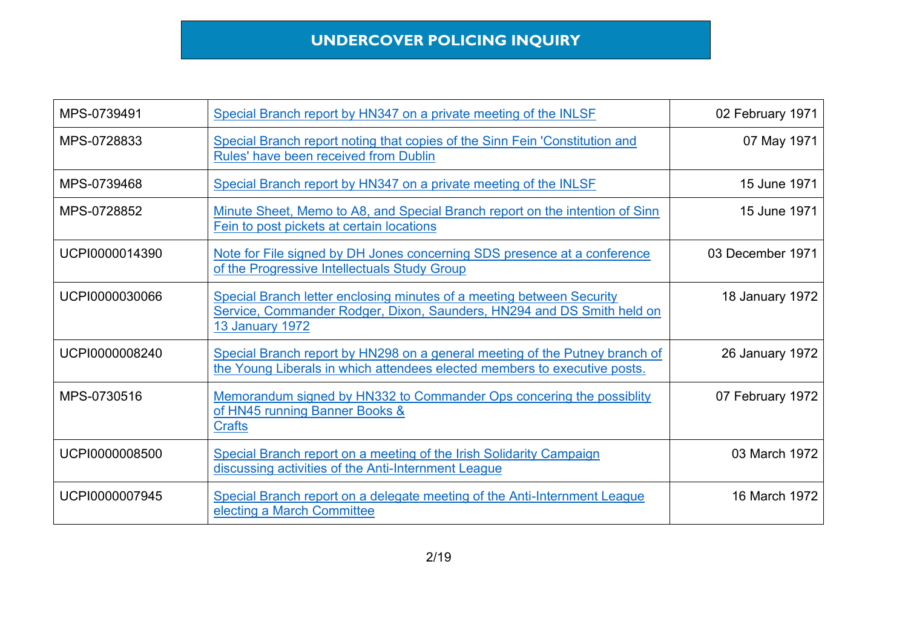# UNDERCOVER POLICING INQUIRY

| | | |
|---|---|---|
| MPS-0739491 | Special Branch report by HN347 on a private meeting of the INLSF | 02 February 1971 |
| MPS-0728833 | Special Branch report noting that copies of the Sinn Fein 'Constitution and Rules' have been received from Dublin | 07 May 1971 |
| MPS-0739468 | Special Branch report by HN347 on a private meeting of the INLSF | 15 June 1971 |
| MPS-0728852 | Minute Sheet, Memo to A8, and Special Branch report on the intention of Sinn Fein to post pickets at certain locations | 15 June 1971 |
| UCPI0000014390 | Note for File signed by DH Jones concerning SDS presence at a conference of the Progressive Intellectuals Study Group | 03 December 1971 |
| UCPI0000030066 | Special Branch letter enclosing minutes of a meeting between Security Service, Commander Rodger, Dixon, Saunders, HN294 and DS Smith held on 13 January 1972 | 18 January 1972 |
| UCPI0000008240 | Special Branch report by HN298 on a general meeting of the Putney branch of the Young Liberals in which attendees elected members to executive posts. | 26 January 1972 |
| MPS-0730516 | Memorandum signed by HN332 to Commander Ops concering the possiblity of HN45 running Banner Books & Crafts | 07 February 1972 |
| UCPI0000008500 | Special Branch report on a meeting of the Irish Solidarity Campaign discussing activities of the Anti-Internment League | 03 March 1972 |
| UCPI0000007945 | Special Branch report on a delegate meeting of the Anti-Internment League electing a March Committee | 16 March 1972 |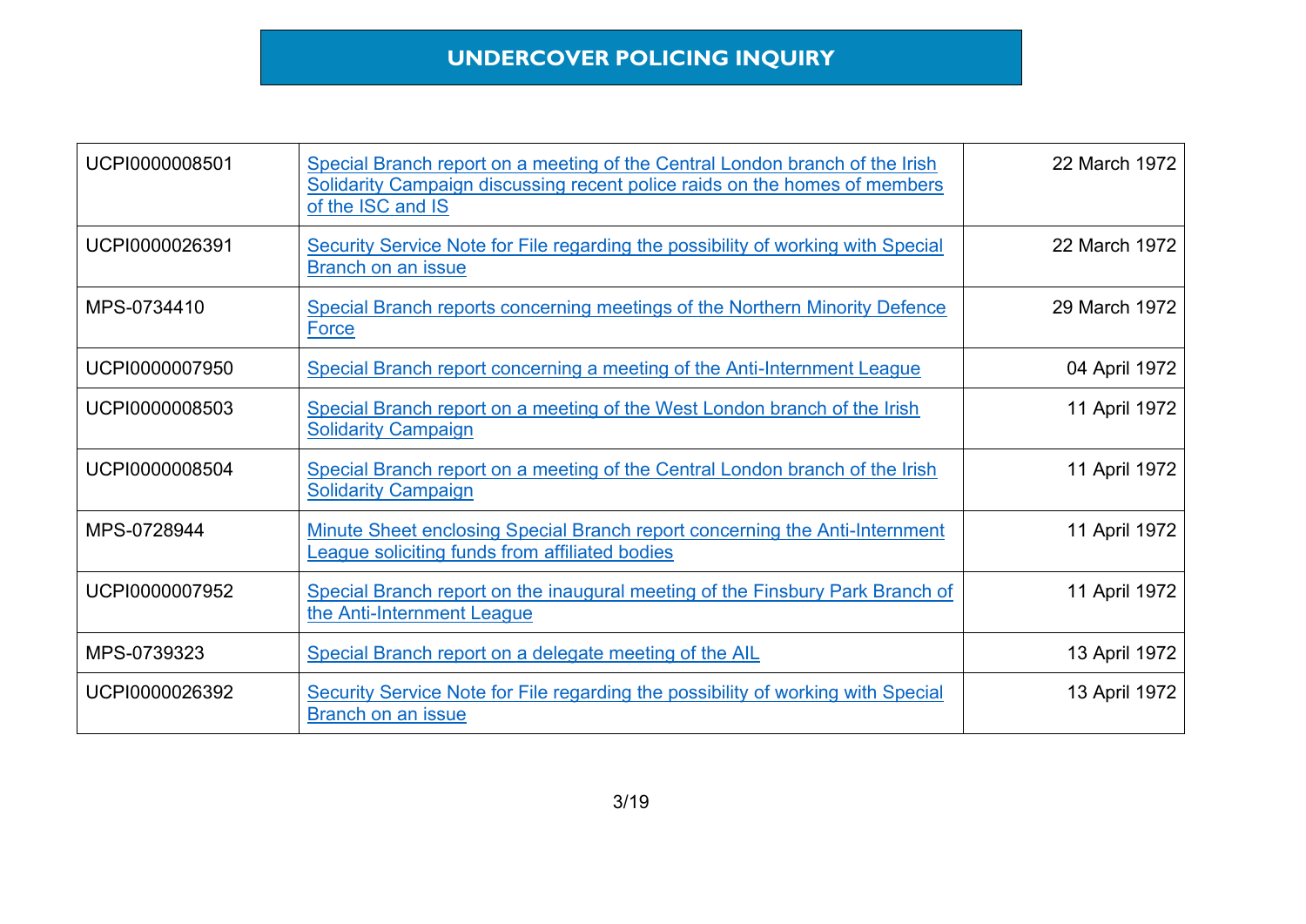# UNDERCOVER POLICING INQUIRY

| | | |
|---|---|---|
| UCPI0000008501 | Special Branch report on a meeting of the Central London branch of the Irish Solidarity Campaign discussing recent police raids on the homes of members of the ISC and IS | 22 March 1972 |
| UCPI0000026391 | Security Service Note for File regarding the possibility of working with Special Branch on an issue | 22 March 1972 |
| MPS-0734410 | Special Branch reports concerning meetings of the Northern Minority Defence Force | 29 March 1972 |
| UCPI0000007950 | Special Branch report concerning a meeting of the Anti-Internment League | 04 April 1972 |
| UCPI0000008503 | Special Branch report on a meeting of the West London branch of the Irish Solidarity Campaign | 11 April 1972 |
| UCPI0000008504 | Special Branch report on a meeting of the Central London branch of the Irish Solidarity Campaign | 11 April 1972 |
| MPS-0728944 | Minute Sheet enclosing Special Branch report concerning the Anti-Internment League soliciting funds from affiliated bodies | 11 April 1972 |
| UCPI0000007952 | Special Branch report on the inaugural meeting of the Finsbury Park Branch of the Anti-Internment League | 11 April 1972 |
| MPS-0739323 | Special Branch report on a delegate meeting of the AIL | 13 April 1972 |
| UCPI0000026392 | Security Service Note for File regarding the possibility of working with Special Branch on an issue | 13 April 1972 |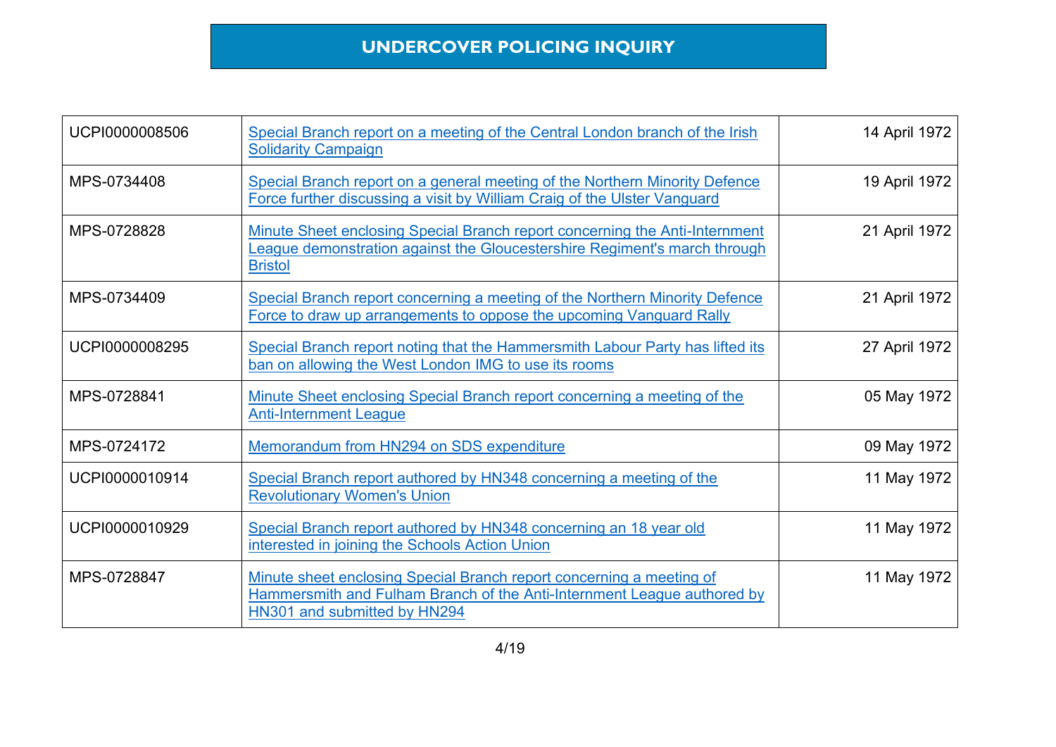# UNDERCOVER POLICING INQUIRY

| | | |
|---|---|---|
| UCPI0000008506 | Special Branch report on a meeting of the Central London branch of the Irish Solidarity Campaign | 14 April 1972 |
| MPS-0734408 | Special Branch report on a general meeting of the Northern Minority Defence Force further discussing a visit by William Craig of the Ulster Vanguard | 19 April 1972 |
| MPS-0728828 | Minute Sheet enclosing Special Branch report concerning the Anti-Internment League demonstration against the Gloucestershire Regiment's march through Bristol | 21 April 1972 |
| MPS-0734409 | Special Branch report concerning a meeting of the Northern Minority Defence Force to draw up arrangements to oppose the upcoming Vanguard Rally | 21 April 1972 |
| UCPI0000008295 | Special Branch report noting that the Hammersmith Labour Party has lifted its ban on allowing the West London IMG to use its rooms | 27 April 1972 |
| MPS-0728841 | Minute Sheet enclosing Special Branch report concerning a meeting of the Anti-Internment League | 05 May 1972 |
| MPS-0724172 | Memorandum from HN294 on SDS expenditure | 09 May 1972 |
| UCPI0000010914 | Special Branch report authored by HN348 concerning a meeting of the Revolutionary Women's Union | 11 May 1972 |
| UCPI0000010929 | Special Branch report authored by HN348 concerning an 18 year old interested in joining the Schools Action Union | 11 May 1972 |
| MPS-0728847 | Minute sheet enclosing Special Branch report concerning a meeting of Hammersmith and Fulham Branch of the Anti-Internment League authored by HN301 and submitted by HN294 | 11 May 1972 |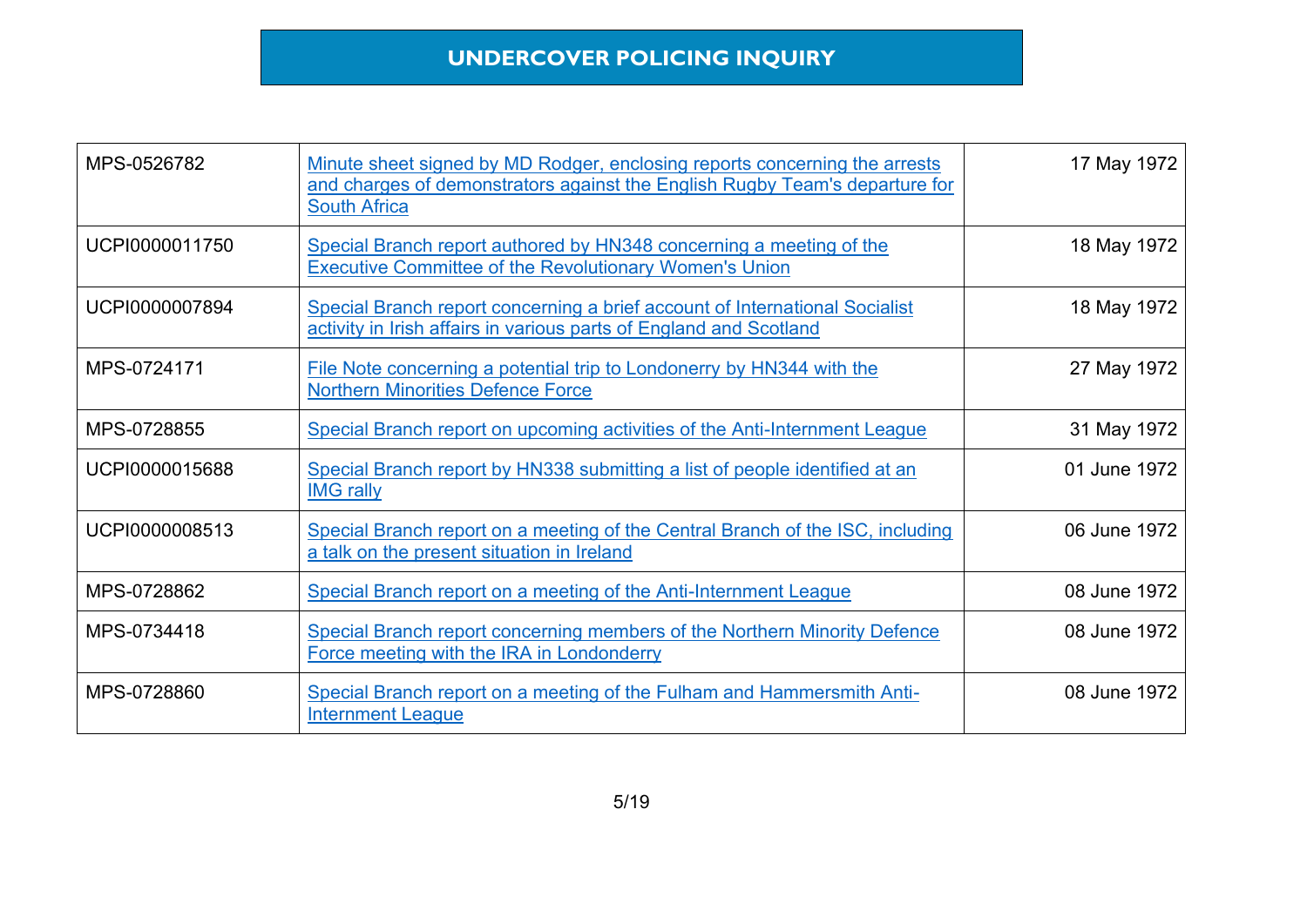| MPS-0526782 | Minute sheet signed by MD Rodger, enclosing reports concerning the arrests and charges of demonstrators against the English Rugby Team's departure for South Africa | 17 May 1972 |
|---|---|---|
| UCPI0000011750 | Special Branch report authored by HN348 concerning a meeting of the Executive Committee of the Revolutionary Women's Union | 18 May 1972 |
| UCPI0000007894 | Special Branch report concerning a brief account of International Socialist activity in Irish affairs in various parts of England and Scotland | 18 May 1972 |
| MPS-0724171 | File Note concerning a potential trip to Londonderry by HN344 with the Northern Minorities Defence Force | 27 May 1972 |
| MPS-0728855 | Special Branch report on upcoming activities of the Anti-Internment League | 31 May 1972 |
| UCPI0000015688 | Special Branch report by HN338 submitting a list of people identified at an IMG rally | 01 June 1972 |
| UCPI0000008513 | Special Branch report on a meeting of the Central Branch of the ISC, including a talk on the present situation in Ireland | 06 June 1972 |
| MPS-0728862 | Special Branch report on a meeting of the Anti-Internment League | 08 June 1972 |
| MPS-0734418 | Special Branch report concerning members of the Northern Minority Defence Force meeting with the IRA in Londonderry | 08 June 1972 |
| MPS-0728860 | Special Branch report on a meeting of the Fulham and Hammersmith Anti-Internment League | 08 June 1972 |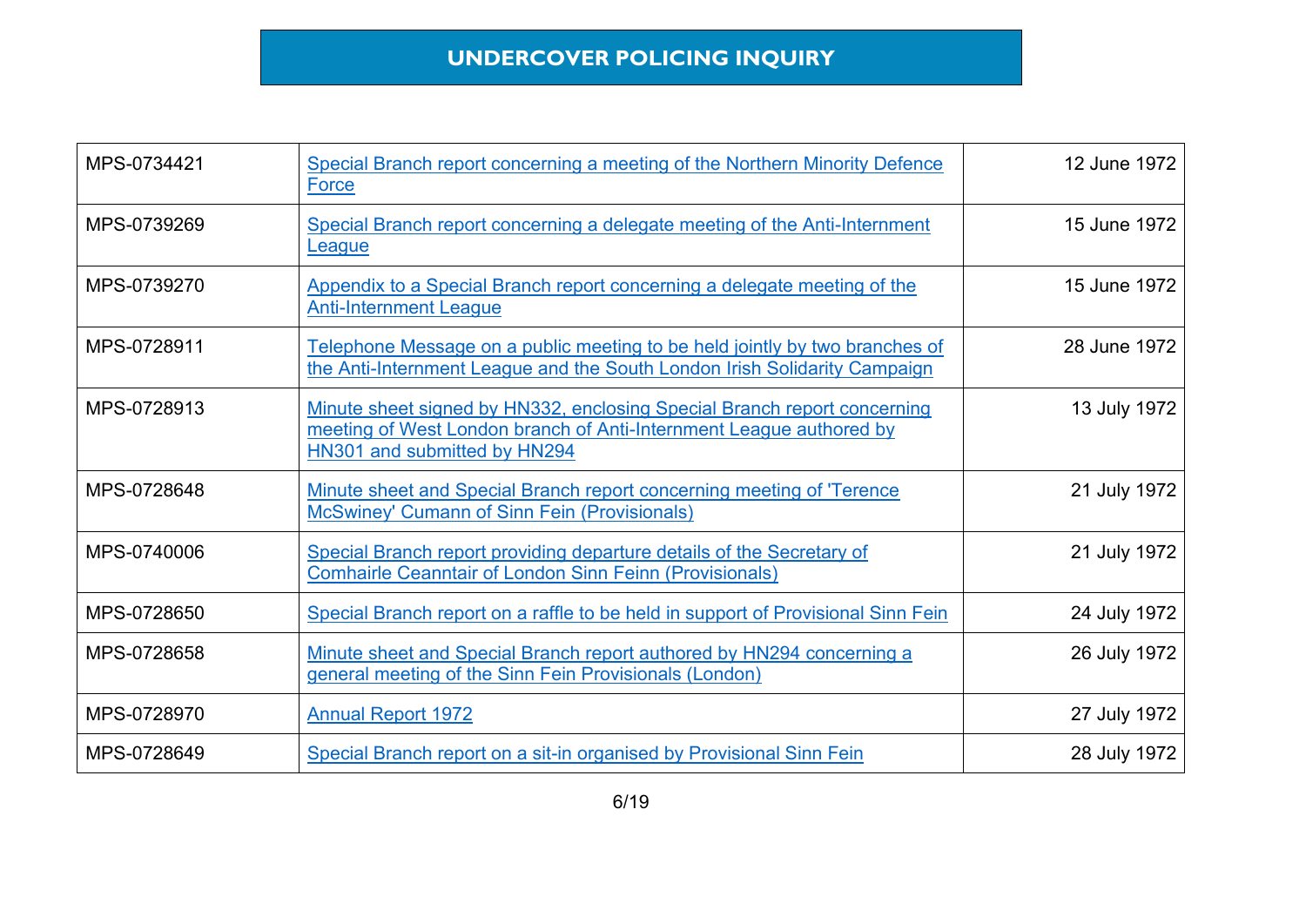# UNDERCOVER POLICING INQUIRY

| | | |
|---|---|---|
| MPS-0734421 | Special Branch report concerning a meeting of the Northern Minority Defence Force | 12 June 1972 |
| MPS-0739269 | Special Branch report concerning a delegate meeting of the Anti-Internment League | 15 June 1972 |
| MPS-0739270 | Appendix to a Special Branch report concerning a delegate meeting of the Anti-Internment League | 15 June 1972 |
| MPS-0728911 | Telephone Message on a public meeting to be held jointly by two branches of the Anti-Internment League and the South London Irish Solidarity Campaign | 28 June 1972 |
| MPS-0728913 | Minute sheet signed by HN332, enclosing Special Branch report concerning meeting of West London branch of Anti-Internment League authored by HN301 and submitted by HN294 | 13 July 1972 |
| MPS-0728648 | Minute sheet and Special Branch report concerning meeting of 'Terence McSwiney' Cumann of Sinn Fein (Provisionals) | 21 July 1972 |
| MPS-0740006 | Special Branch report providing departure details of the Secretary of Comhairle Ceanntair of London Sinn Feinn (Provisionals) | 21 July 1972 |
| MPS-0728650 | Special Branch report on a raffle to be held in support of Provisional Sinn Fein | 24 July 1972 |
| MPS-0728658 | Minute sheet and Special Branch report authored by HN294 concerning a general meeting of the Sinn Fein Provisionals (London) | 26 July 1972 |
| MPS-0728970 | Annual Report 1972 | 27 July 1972 |
| MPS-0728649 | Special Branch report on a sit-in organised by Provisional Sinn Fein | 28 July 1972 |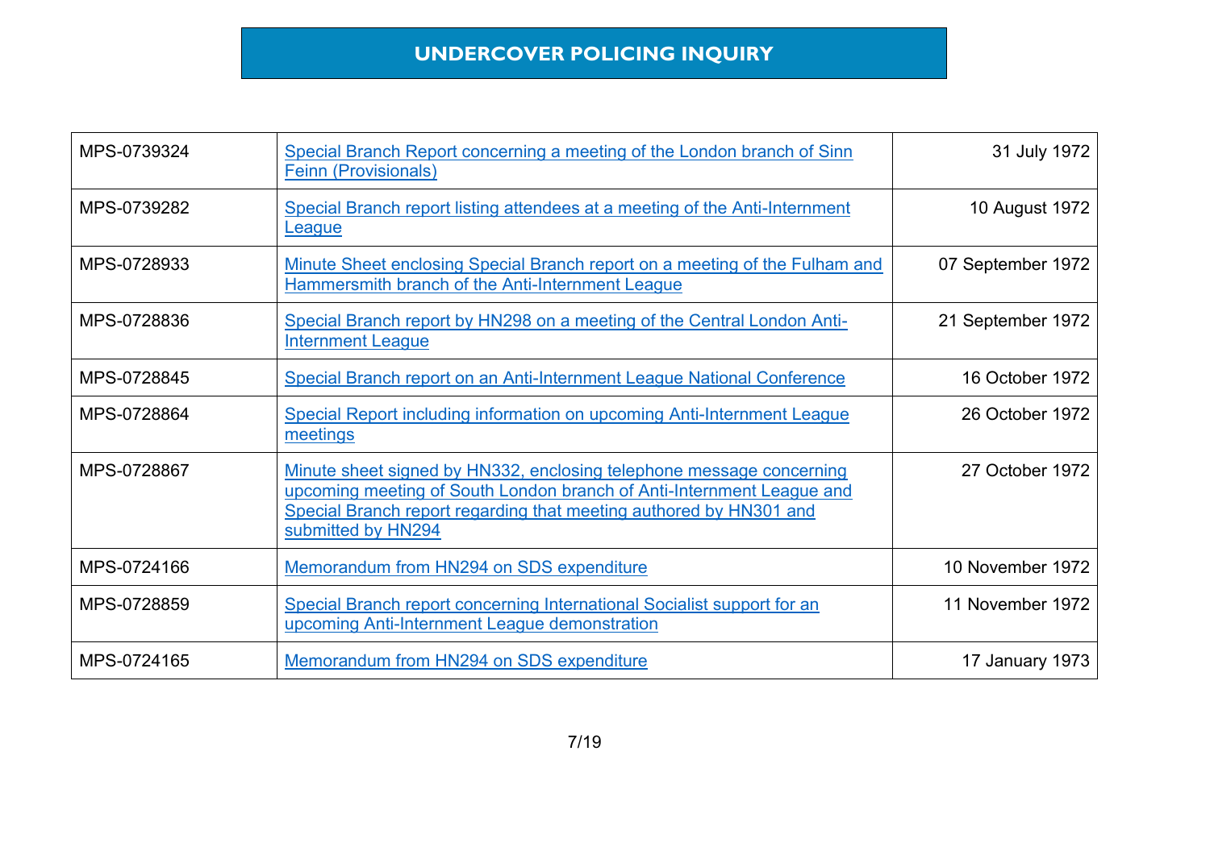# UNDERCOVER POLICING INQUIRY

| | | |
|---|---|---|
| MPS-0739324 | Special Branch Report concerning a meeting of the London branch of Sinn Feinn (Provisionals) | 31 July 1972 |
| MPS-0739282 | Special Branch report listing attendees at a meeting of the Anti-Internment League | 10 August 1972 |
| MPS-0728933 | Minute Sheet enclosing Special Branch report on a meeting of the Fulham and Hammersmith branch of the Anti-Internment League | 07 September 1972 |
| MPS-0728836 | Special Branch report by HN298 on a meeting of the Central London Anti-Internment League | 21 September 1972 |
| MPS-0728845 | Special Branch report on an Anti-Internment League National Conference | 16 October 1972 |
| MPS-0728864 | Special Report including information on upcoming Anti-Internment League meetings | 26 October 1972 |
| MPS-0728867 | Minute sheet signed by HN332, enclosing telephone message concerning upcoming meeting of South London branch of Anti-Internment League and Special Branch report regarding that meeting authored by HN301 and submitted by HN294 | 27 October 1972 |
| MPS-0724166 | Memorandum from HN294 on SDS expenditure | 10 November 1972 |
| MPS-0728859 | Special Branch report concerning International Socialist support for an upcoming Anti-Internment League demonstration | 11 November 1972 |
| MPS-0724165 | Memorandum from HN294 on SDS expenditure | 17 January 1973 |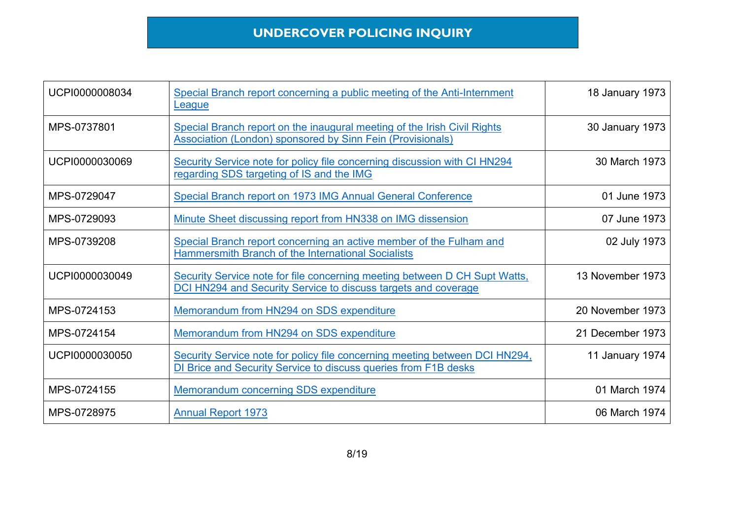**UNDERCOVER POLICING INQUIRY**

| | | |
|---|---|---|
| UCPI0000008034 | Special Branch report concerning a public meeting of the Anti-Internment League | 18 January 1973 |
| MPS-0737801 | Special Branch report on the inaugural meeting of the Irish Civil Rights Association (London) sponsored by Sinn Fein (Provisionals) | 30 January 1973 |
| UCPI0000030069 | Security Service note for policy file concerning discussion with CI HN294 regarding SDS targeting of IS and the IMG | 30 March 1973 |
| MPS-0729047 | Special Branch report on 1973 IMG Annual General Conference | 01 June 1973 |
| MPS-0729093 | Minute Sheet discussing report from HN338 on IMG dissension | 07 June 1973 |
| MPS-0739208 | Special Branch report concerning an active member of the Fulham and Hammersmith Branch of the International Socialists | 02 July 1973 |
| UCPI0000030049 | Security Service note for file concerning meeting between D CH Supt Watts, DCI HN294 and Security Service to discuss targets and coverage | 13 November 1973 |
| MPS-0724153 | Memorandum from HN294 on SDS expenditure | 20 November 1973 |
| MPS-0724154 | Memorandum from HN294 on SDS expenditure | 21 December 1973 |
| UCPI0000030050 | Security Service note for policy file concerning meeting between DCI HN294, DI Brice and Security Service to discuss queries from F1B desks | 11 January 1974 |
| MPS-0724155 | Memorandum concerning SDS expenditure | 01 March 1974 |
| MPS-0728975 | Annual Report 1973 | 06 March 1974 |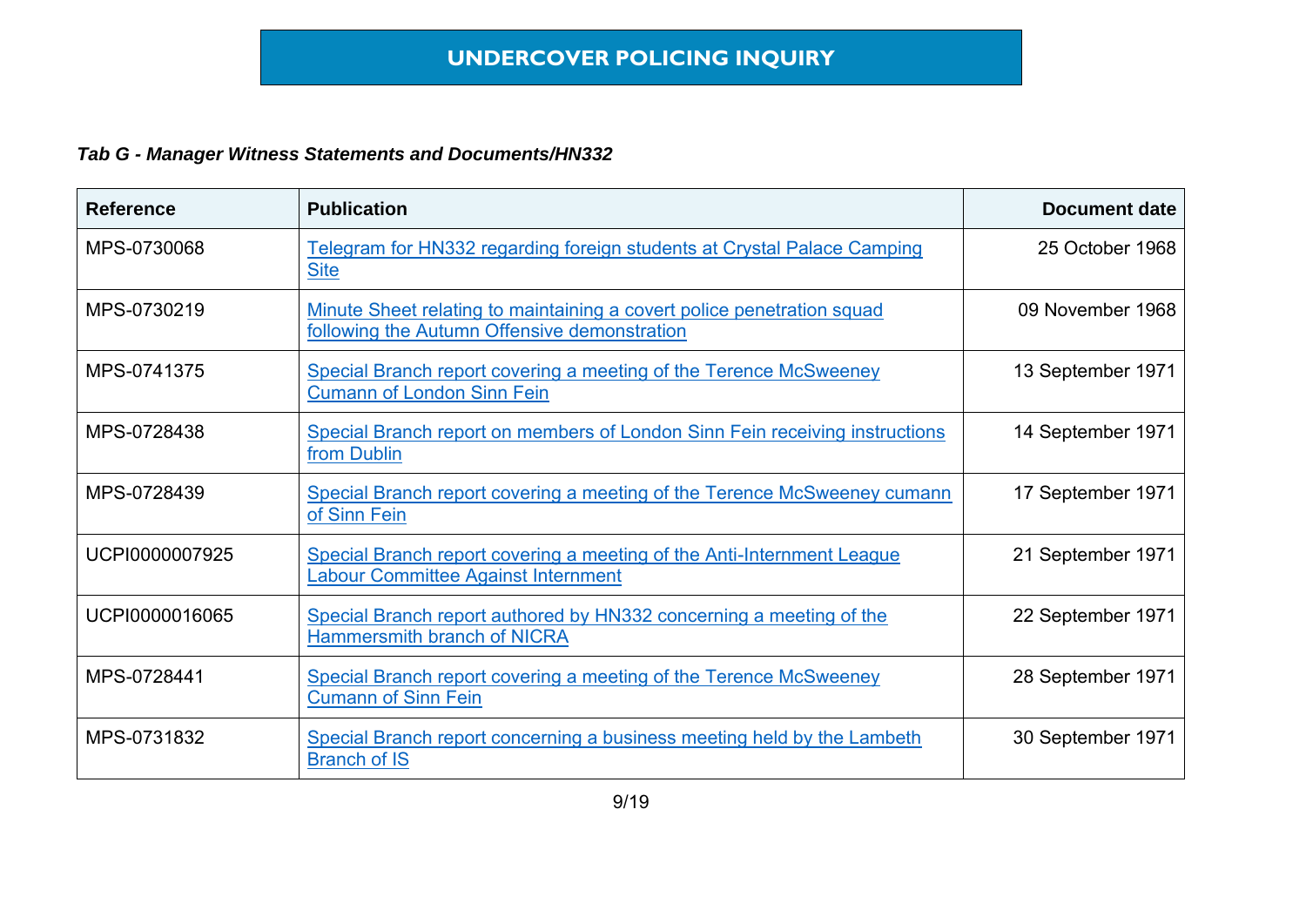# UNDERCOVER POLICING INQUIRY

***Tab G - Manager Witness Statements and Documents/HN332***

| Reference | Publication | Document date |
|---|---|---|
| MPS-0730068 | Telegram for HN332 regarding foreign students at Crystal Palace Camping Site | 25 October 1968 |
| MPS-0730219 | Minute Sheet relating to maintaining a covert police penetration squad following the Autumn Offensive demonstration | 09 November 1968 |
| MPS-0741375 | Special Branch report covering a meeting of the Terence McSweeney Cumann of London Sinn Fein | 13 September 1971 |
| MPS-0728438 | Special Branch report on members of London Sinn Fein receiving instructions from Dublin | 14 September 1971 |
| MPS-0728439 | Special Branch report covering a meeting of the Terence McSweeney cumann of Sinn Fein | 17 September 1971 |
| UCPI0000007925 | Special Branch report covering a meeting of the Anti-Internment League Labour Committee Against Internment | 21 September 1971 |
| UCPI0000016065 | Special Branch report authored by HN332 concerning a meeting of the Hammersmith branch of NICRA | 22 September 1971 |
| MPS-0728441 | Special Branch report covering a meeting of the Terence McSweeney Cumann of Sinn Fein | 28 September 1971 |
| MPS-0731832 | Special Branch report concerning a business meeting held by the Lambeth Branch of IS | 30 September 1971 |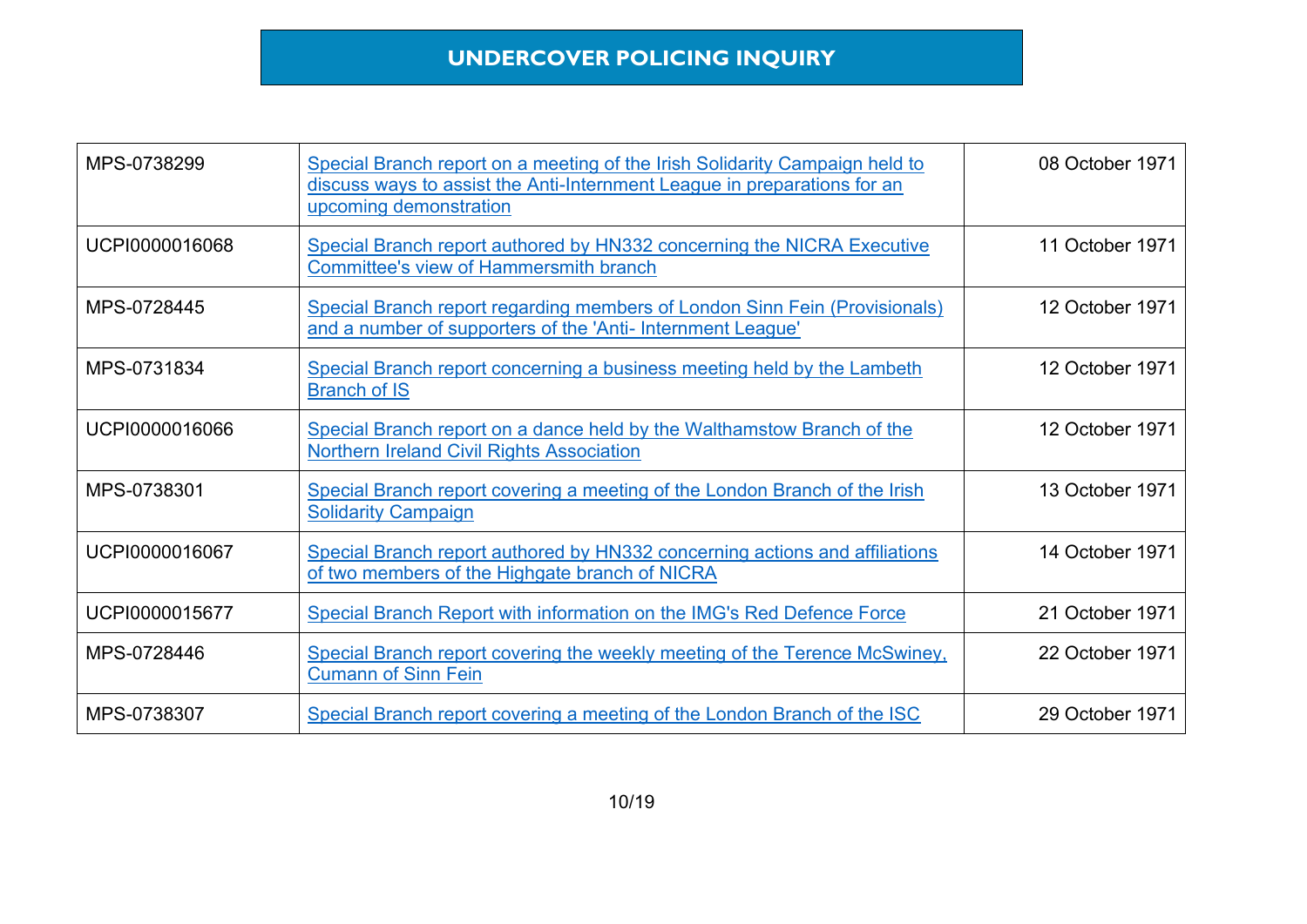| | | |
|---|---|---|
| MPS-0738299 | Special Branch report on a meeting of the Irish Solidarity Campaign held to discuss ways to assist the Anti-Internment League in preparations for an upcoming demonstration | 08 October 1971 |
| UCPI0000016068 | Special Branch report authored by HN332 concerning the NICRA Executive Committee's view of Hammersmith branch | 11 October 1971 |
| MPS-0728445 | Special Branch report regarding members of London Sinn Fein (Provisionals) and a number of supporters of the 'Anti- Internment League' | 12 October 1971 |
| MPS-0731834 | Special Branch report concerning a business meeting held by the Lambeth Branch of IS | 12 October 1971 |
| UCPI0000016066 | Special Branch report on a dance held by the Walthamstow Branch of the Northern Ireland Civil Rights Association | 12 October 1971 |
| MPS-0738301 | Special Branch report covering a meeting of the London Branch of the Irish Solidarity Campaign | 13 October 1971 |
| UCPI0000016067 | Special Branch report authored by HN332 concerning actions and affiliations of two members of the Highgate branch of NICRA | 14 October 1971 |
| UCPI0000015677 | Special Branch Report with information on the IMG's Red Defence Force | 21 October 1971 |
| MPS-0728446 | Special Branch report covering the weekly meeting of the Terence McSwiney, Cumann of Sinn Fein | 22 October 1971 |
| MPS-0738307 | Special Branch report covering a meeting of the London Branch of the ISC | 29 October 1971 |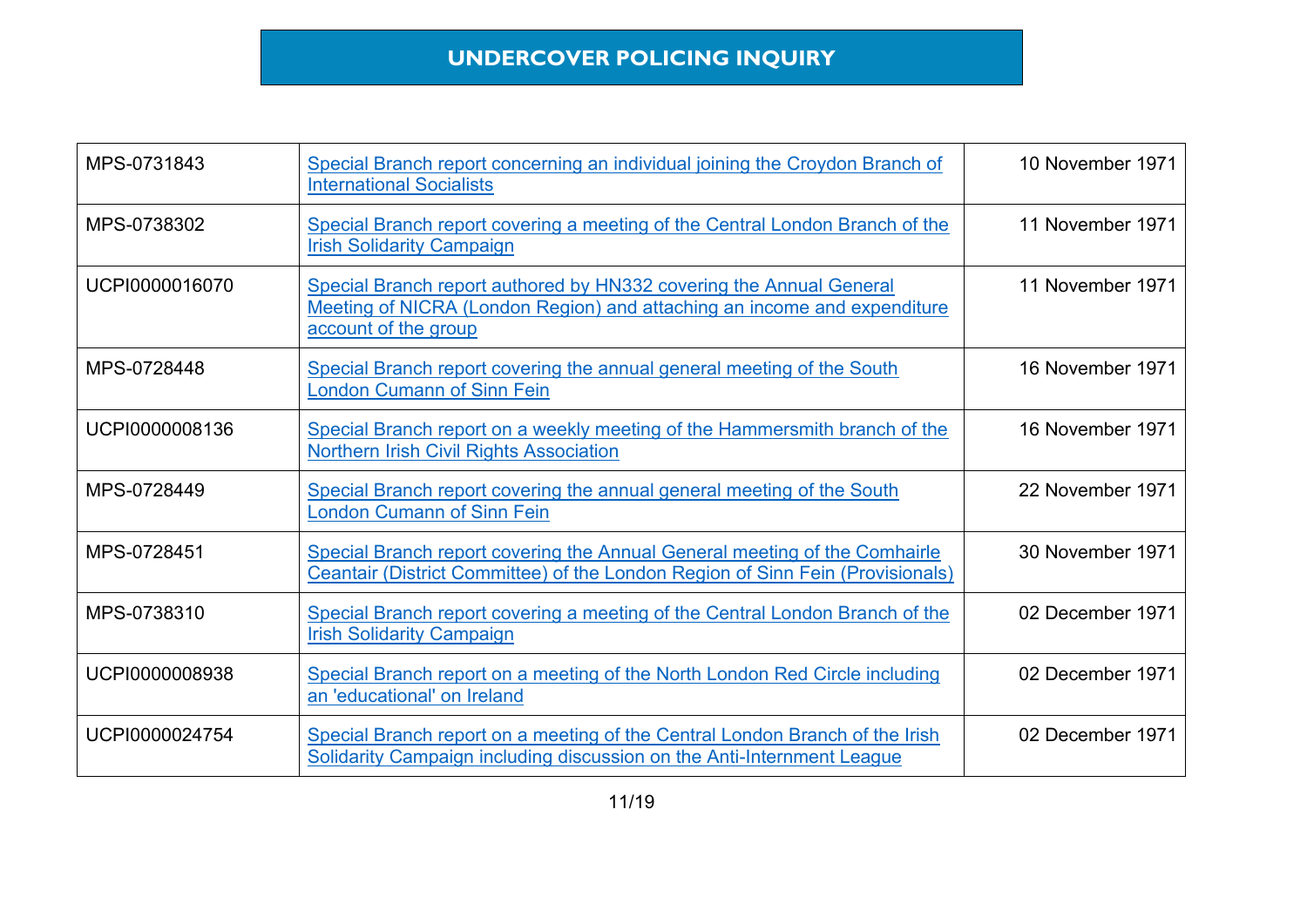# UNDERCOVER POLICING INQUIRY

| | | |
|---|---|---|
| MPS-0731843 | Special Branch report concerning an individual joining the Croydon Branch of International Socialists | 10 November 1971 |
| MPS-0738302 | Special Branch report covering a meeting of the Central London Branch of the Irish Solidarity Campaign | 11 November 1971 |
| UCPI0000016070 | Special Branch report authored by HN332 covering the Annual General Meeting of NICRA (London Region) and attaching an income and expenditure account of the group | 11 November 1971 |
| MPS-0728448 | Special Branch report covering the annual general meeting of the South London Cumann of Sinn Fein | 16 November 1971 |
| UCPI0000008136 | Special Branch report on a weekly meeting of the Hammersmith branch of the Northern Irish Civil Rights Association | 16 November 1971 |
| MPS-0728449 | Special Branch report covering the annual general meeting of the South London Cumann of Sinn Fein | 22 November 1971 |
| MPS-0728451 | Special Branch report covering the Annual General meeting of the Comhairle Ceantair (District Committee) of the London Region of Sinn Fein (Provisionals) | 30 November 1971 |
| MPS-0738310 | Special Branch report covering a meeting of the Central London Branch of the Irish Solidarity Campaign | 02 December 1971 |
| UCPI0000008938 | Special Branch report on a meeting of the North London Red Circle including an 'educational' on Ireland | 02 December 1971 |
| UCPI0000024754 | Special Branch report on a meeting of the Central London Branch of the Irish Solidarity Campaign including discussion on the Anti-Internment League | 02 December 1971 |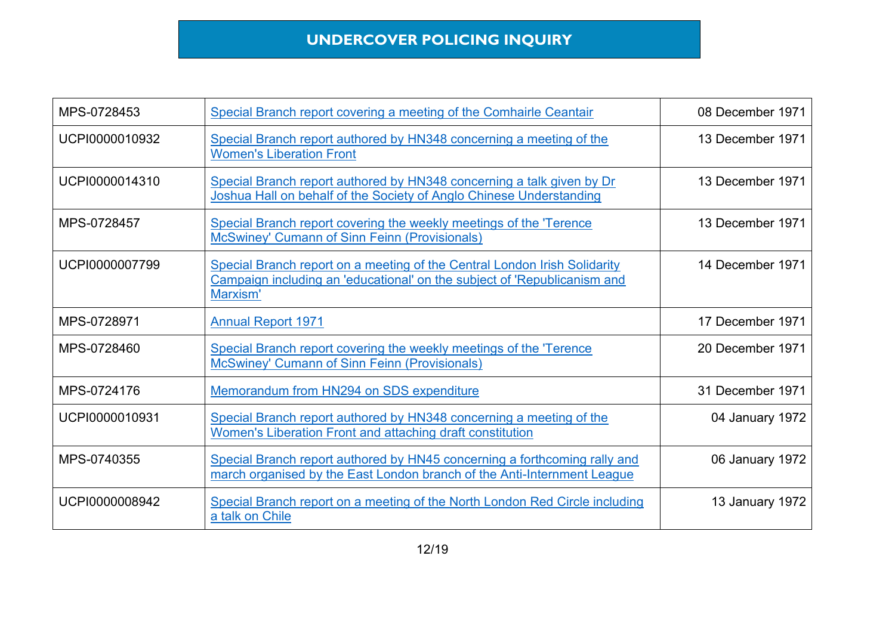# UNDERCOVER POLICING INQUIRY

| | | |
|---|---|---|
| MPS-0728453 | Special Branch report covering a meeting of the Comhairle Ceantair | 08 December 1971 |
| UCPI0000010932 | Special Branch report authored by HN348 concerning a meeting of the Women's Liberation Front | 13 December 1971 |
| UCPI0000014310 | Special Branch report authored by HN348 concerning a talk given by Dr Joshua Hall on behalf of the Society of Anglo Chinese Understanding | 13 December 1971 |
| MPS-0728457 | Special Branch report covering the weekly meetings of the 'Terence McSwiney' Cumann of Sinn Feinn (Provisionals) | 13 December 1971 |
| UCPI0000007799 | Special Branch report on a meeting of the Central London Irish Solidarity Campaign including an 'educational' on the subject of 'Republicanism and Marxism' | 14 December 1971 |
| MPS-0728971 | Annual Report 1971 | 17 December 1971 |
| MPS-0728460 | Special Branch report covering the weekly meetings of the 'Terence McSwiney' Cumann of Sinn Feinn (Provisionals) | 20 December 1971 |
| MPS-0724176 | Memorandum from HN294 on SDS expenditure | 31 December 1971 |
| UCPI0000010931 | Special Branch report authored by HN348 concerning a meeting of the Women's Liberation Front and attaching draft constitution | 04 January 1972 |
| MPS-0740355 | Special Branch report authored by HN45 concerning a forthcoming rally and march organised by the East London branch of the Anti-Internment League | 06 January 1972 |
| UCPI0000008942 | Special Branch report on a meeting of the North London Red Circle including a talk on Chile | 13 January 1972 |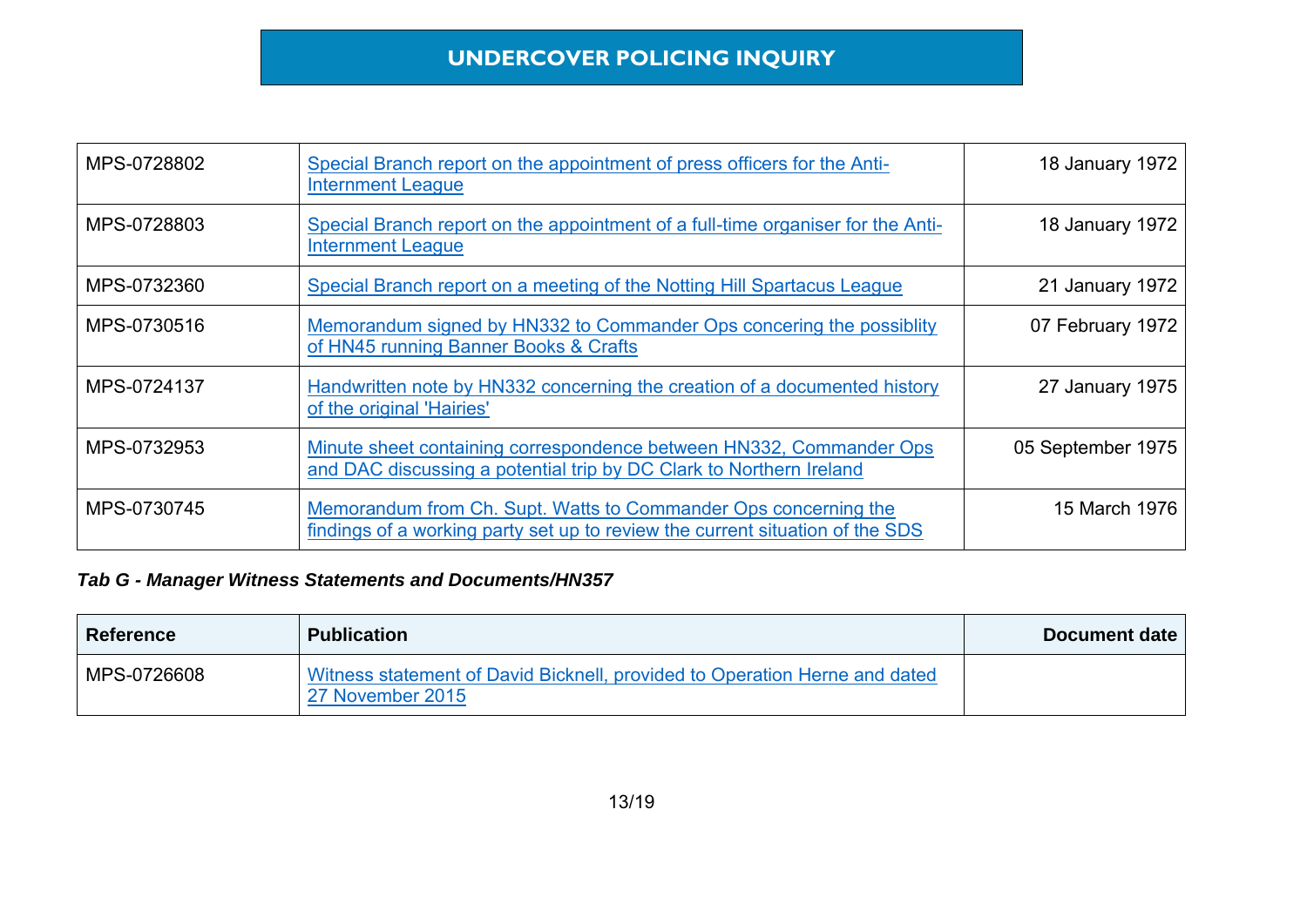| MPS-0728802 | Special Branch report on the appointment of press officers for the Anti-Internment League | 18 January 1972 |
|---|---|---|
| MPS-0728803 | Special Branch report on the appointment of a full-time organiser for the Anti-Internment League | 18 January 1972 |
| MPS-0732360 | Special Branch report on a meeting of the Notting Hill Spartacus League | 21 January 1972 |
| MPS-0730516 | Memorandum signed by HN332 to Commander Ops concering the possiblity of HN45 running Banner Books & Crafts | 07 February 1972 |
| MPS-0724137 | Handwritten note by HN332 concerning the creation of a documented history of the original 'Hairies' | 27 January 1975 |
| MPS-0732953 | Minute sheet containing correspondence between HN332, Commander Ops and DAC discussing a potential trip by DC Clark to Northern Ireland | 05 September 1975 |
| MPS-0730745 | Memorandum from Ch. Supt. Watts to Commander Ops concerning the findings of a working party set up to review the current situation of the SDS | 15 March 1976 |

***Tab G - Manager Witness Statements and Documents/HN357***

| Reference | Publication | Document date |
|---|---|---|
| MPS-0726608 | Witness statement of David Bicknell, provided to Operation Herne and dated 27 November 2015 | |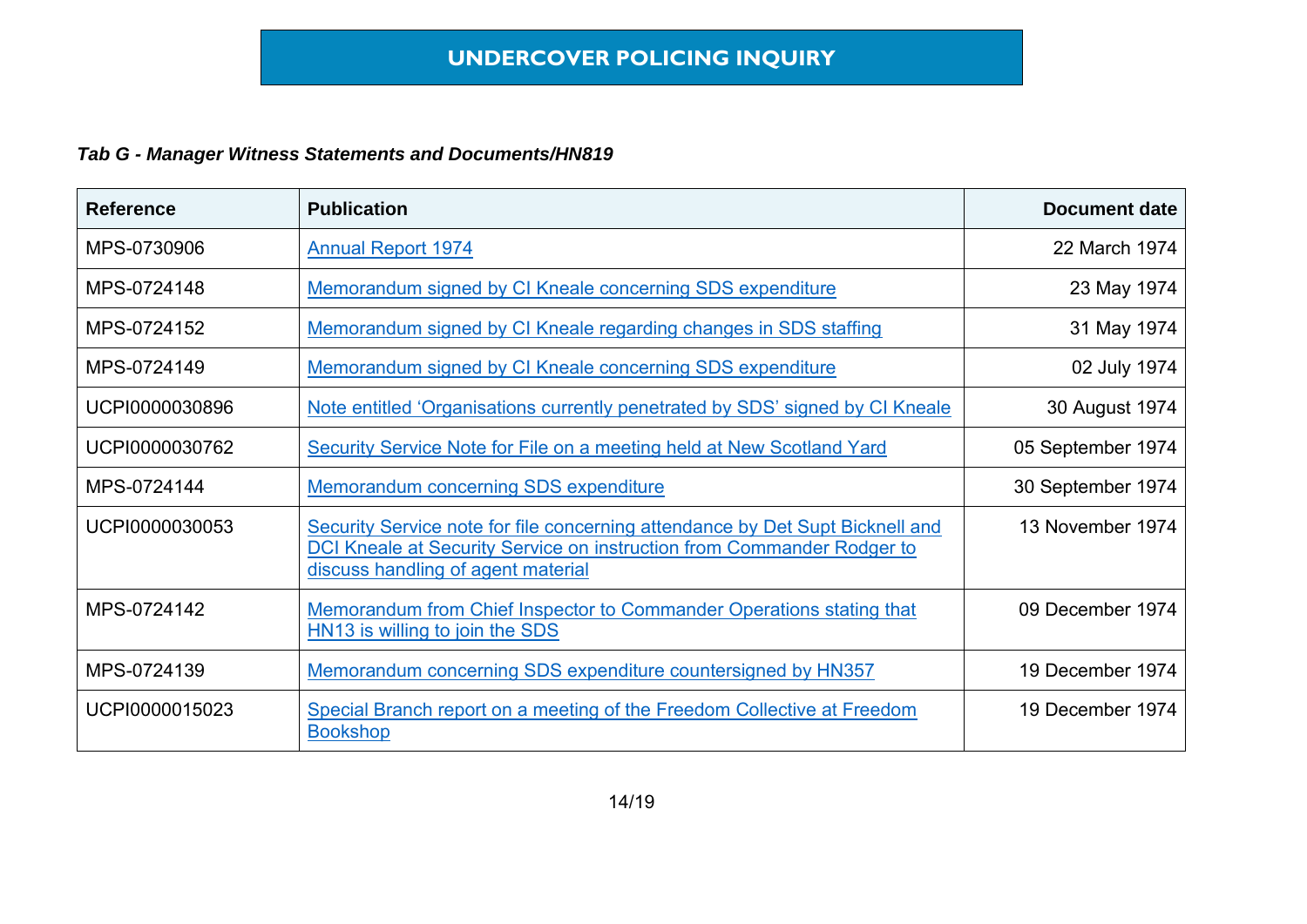# UNDERCOVER POLICING INQUIRY

***Tab G - Manager Witness Statements and Documents/HN819***

| Reference | Publication | Document date |
|---|---|---|
| MPS-0730906 | Annual Report 1974 | 22 March 1974 |
| MPS-0724148 | Memorandum signed by CI Kneale concerning SDS expenditure | 23 May 1974 |
| MPS-0724152 | Memorandum signed by CI Kneale regarding changes in SDS staffing | 31 May 1974 |
| MPS-0724149 | Memorandum signed by CI Kneale concerning SDS expenditure | 02 July 1974 |
| UCPI0000030896 | Note entitled 'Organisations currently penetrated by SDS' signed by CI Kneale | 30 August 1974 |
| UCPI0000030762 | Security Service Note for File on a meeting held at New Scotland Yard | 05 September 1974 |
| MPS-0724144 | Memorandum concerning SDS expenditure | 30 September 1974 |
| UCPI0000030053 | Security Service note for file concerning attendance by Det Supt Bicknell and DCI Kneale at Security Service on instruction from Commander Rodger to discuss handling of agent material | 13 November 1974 |
| MPS-0724142 | Memorandum from Chief Inspector to Commander Operations stating that HN13 is willing to join the SDS | 09 December 1974 |
| MPS-0724139 | Memorandum concerning SDS expenditure countersigned by HN357 | 19 December 1974 |
| UCPI0000015023 | Special Branch report on a meeting of the Freedom Collective at Freedom Bookshop | 19 December 1974 |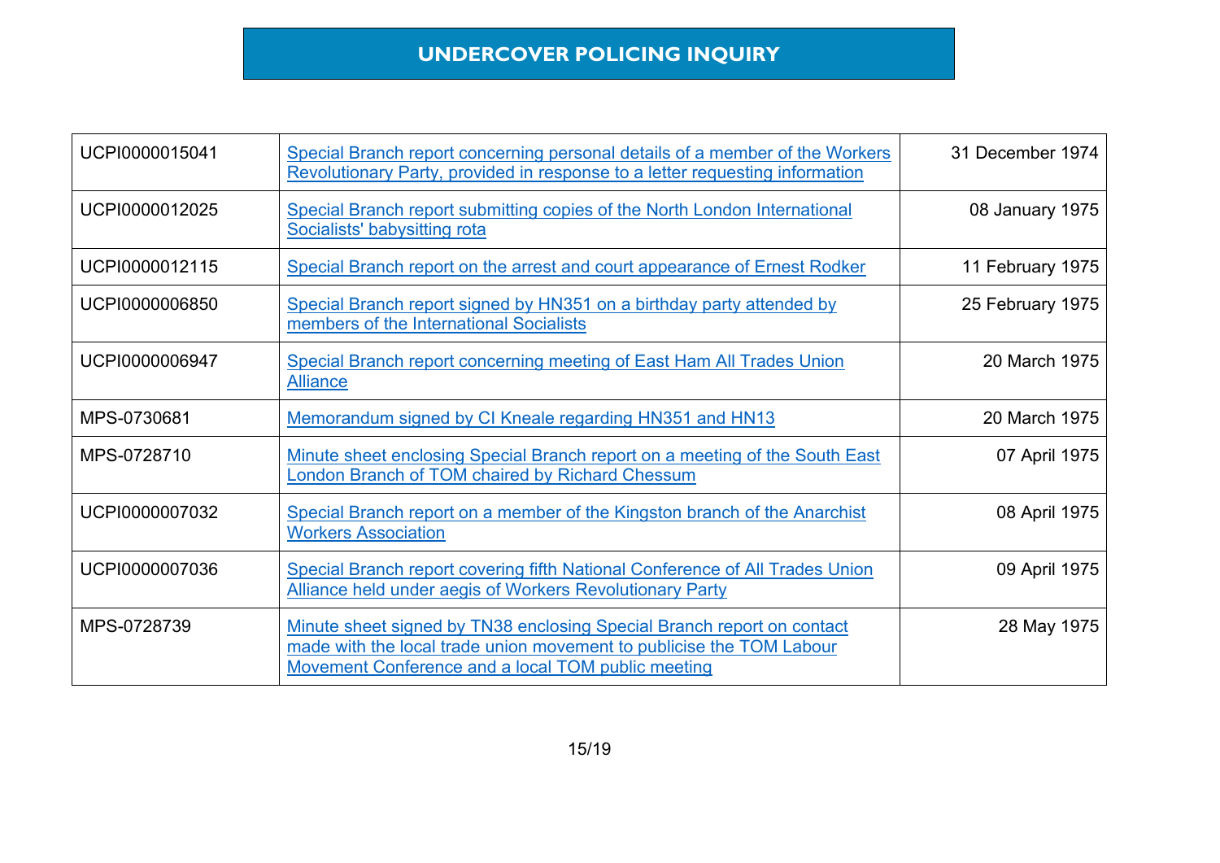# UNDERCOVER POLICING INQUIRY

| | | |
|---|---|---|
| UCPI0000015041 | Special Branch report concerning personal details of a member of the Workers Revolutionary Party, provided in response to a letter requesting information | 31 December 1974 |
| UCPI0000012025 | Special Branch report submitting copies of the North London International Socialists' babysitting rota | 08 January 1975 |
| UCPI0000012115 | Special Branch report on the arrest and court appearance of Ernest Rodker | 11 February 1975 |
| UCPI0000006850 | Special Branch report signed by HN351 on a birthday party attended by members of the International Socialists | 25 February 1975 |
| UCPI0000006947 | Special Branch report concerning meeting of East Ham All Trades Union Alliance | 20 March 1975 |
| MPS-0730681 | Memorandum signed by CI Kneale regarding HN351 and HN13 | 20 March 1975 |
| MPS-0728710 | Minute sheet enclosing Special Branch report on a meeting of the South East London Branch of TOM chaired by Richard Chessum | 07 April 1975 |
| UCPI0000007032 | Special Branch report on a member of the Kingston branch of the Anarchist Workers Association | 08 April 1975 |
| UCPI0000007036 | Special Branch report covering fifth National Conference of All Trades Union Alliance held under aegis of Workers Revolutionary Party | 09 April 1975 |
| MPS-0728739 | Minute sheet signed by TN38 enclosing Special Branch report on contact made with the local trade union movement to publicise the TOM Labour Movement Conference and a local TOM public meeting | 28 May 1975 |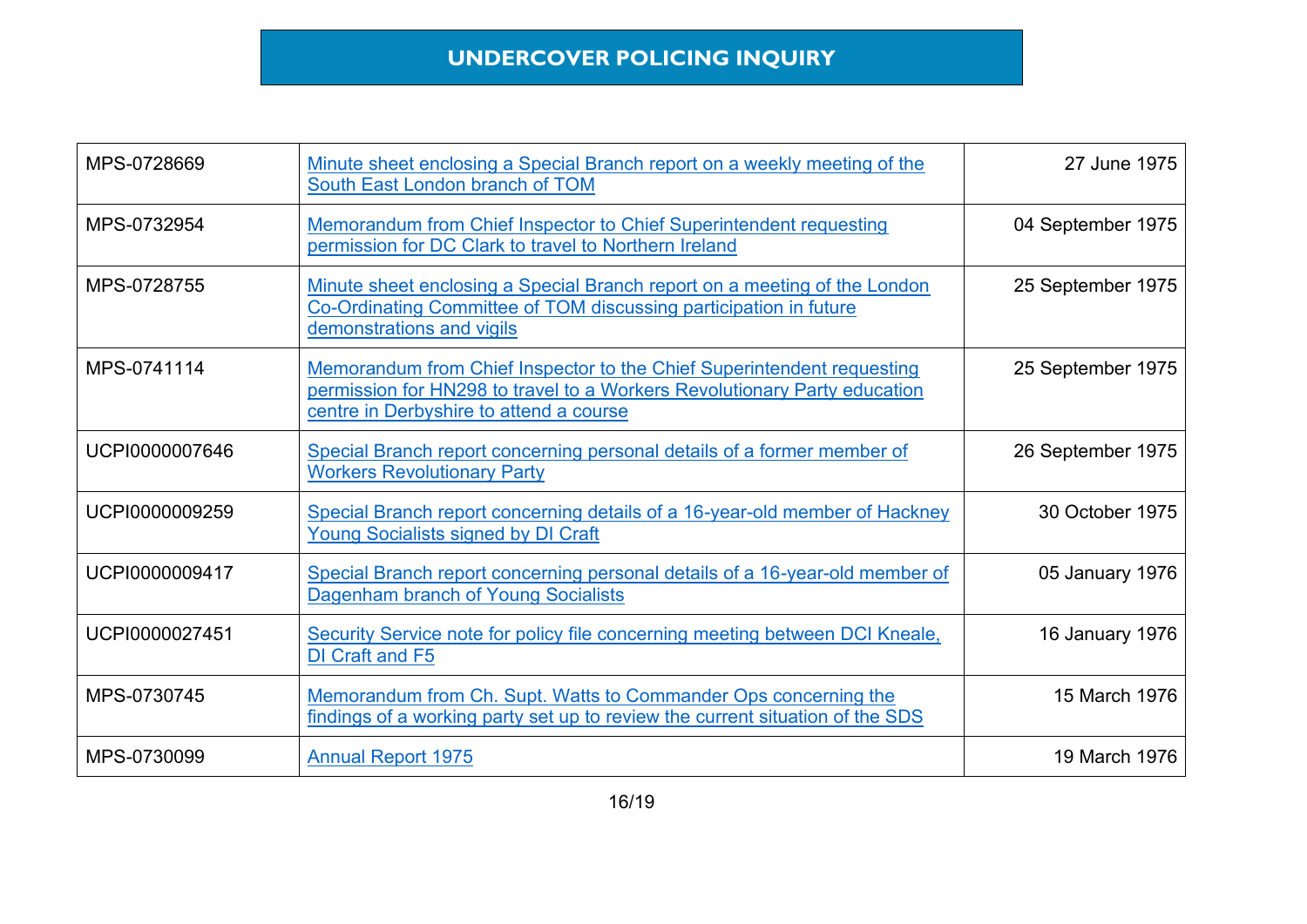# UNDERCOVER POLICING INQUIRY

| | | |
|---|---|---|
| MPS-0728669 | Minute sheet enclosing a Special Branch report on a weekly meeting of the South East London branch of TOM | 27 June 1975 |
| MPS-0732954 | Memorandum from Chief Inspector to Chief Superintendent requesting permission for DC Clark to travel to Northern Ireland | 04 September 1975 |
| MPS-0728755 | Minute sheet enclosing a Special Branch report on a meeting of the London Co-Ordinating Committee of TOM discussing participation in future demonstrations and vigils | 25 September 1975 |
| MPS-0741114 | Memorandum from Chief Inspector to the Chief Superintendent requesting permission for HN298 to travel to a Workers Revolutionary Party education centre in Derbyshire to attend a course | 25 September 1975 |
| UCPI0000007646 | Special Branch report concerning personal details of a former member of Workers Revolutionary Party | 26 September 1975 |
| UCPI0000009259 | Special Branch report concerning details of a 16-year-old member of Hackney Young Socialists signed by DI Craft | 30 October 1975 |
| UCPI0000009417 | Special Branch report concerning personal details of a 16-year-old member of Dagenham branch of Young Socialists | 05 January 1976 |
| UCPI0000027451 | Security Service note for policy file concerning meeting between DCI Kneale, DI Craft and F5 | 16 January 1976 |
| MPS-0730745 | Memorandum from Ch. Supt. Watts to Commander Ops concerning the findings of a working party set up to review the current situation of the SDS | 15 March 1976 |
| MPS-0730099 | Annual Report 1975 | 19 March 1976 |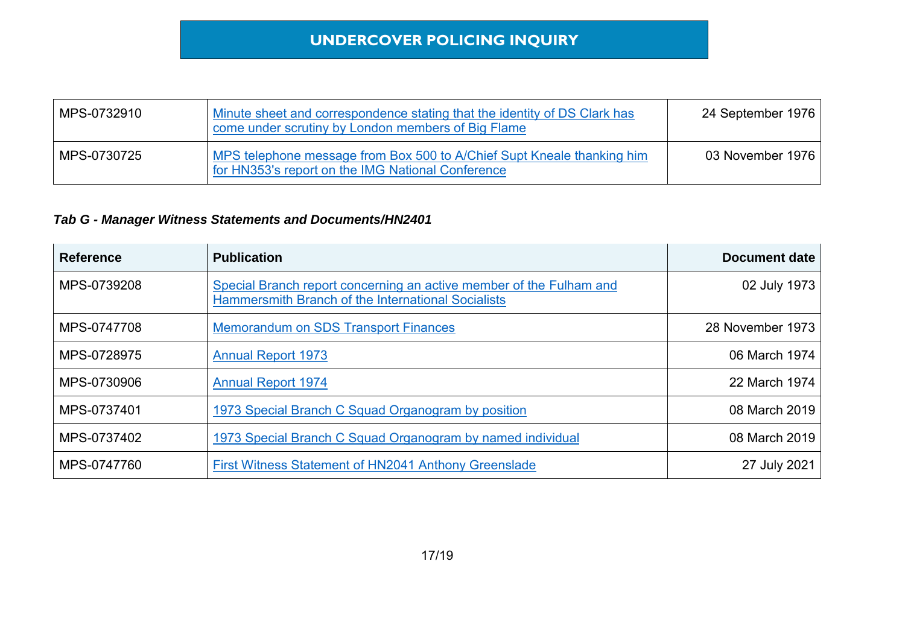| | | |
|---|---|---|
| MPS-0732910 | Minute sheet and correspondence stating that the identity of DS Clark has come under scrutiny by London members of Big Flame | 24 September 1976 |
| MPS-0730725 | MPS telephone message from Box 500 to A/Chief Supt Kneale thanking him for HN353's report on the IMG National Conference | 03 November 1976 |

***Tab G - Manager Witness Statements and Documents/HN2401***

| Reference | Publication | Document date |
|---|---|---|
| MPS-0739208 | Special Branch report concerning an active member of the Fulham and Hammersmith Branch of the International Socialists | 02 July 1973 |
| MPS-0747708 | Memorandum on SDS Transport Finances | 28 November 1973 |
| MPS-0728975 | Annual Report 1973 | 06 March 1974 |
| MPS-0730906 | Annual Report 1974 | 22 March 1974 |
| MPS-0737401 | 1973 Special Branch C Squad Organogram by position | 08 March 2019 |
| MPS-0737402 | 1973 Special Branch C Squad Organogram by named individual | 08 March 2019 |
| MPS-0747760 | First Witness Statement of HN2041 Anthony Greenslade | 27 July 2021 |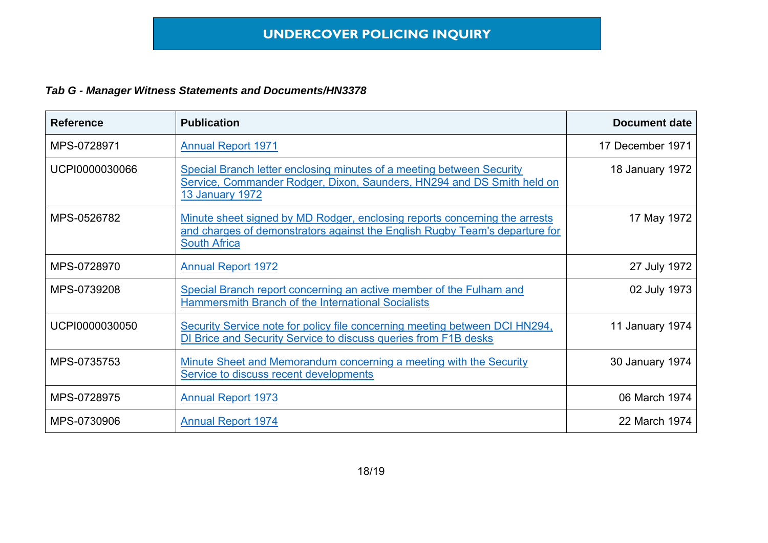# UNDERCOVER POLICING INQUIRY

***Tab G - Manager Witness Statements and Documents/HN3378***

| Reference | Publication | Document date |
|---|---|---|
| MPS-0728971 | Annual Report 1971 | 17 December 1971 |
| UCPI0000030066 | Special Branch letter enclosing minutes of a meeting between Security Service, Commander Rodger, Dixon, Saunders, HN294 and DS Smith held on 13 January 1972 | 18 January 1972 |
| MPS-0526782 | Minute sheet signed by MD Rodger, enclosing reports concerning the arrests and charges of demonstrators against the English Rugby Team's departure for South Africa | 17 May 1972 |
| MPS-0728970 | Annual Report 1972 | 27 July 1972 |
| MPS-0739208 | Special Branch report concerning an active member of the Fulham and Hammersmith Branch of the International Socialists | 02 July 1973 |
| UCPI0000030050 | Security Service note for policy file concerning meeting between DCI HN294, DI Brice and Security Service to discuss queries from F1B desks | 11 January 1974 |
| MPS-0735753 | Minute Sheet and Memorandum concerning a meeting with the Security Service to discuss recent developments | 30 January 1974 |
| MPS-0728975 | Annual Report 1973 | 06 March 1974 |
| MPS-0730906 | Annual Report 1974 | 22 March 1974 |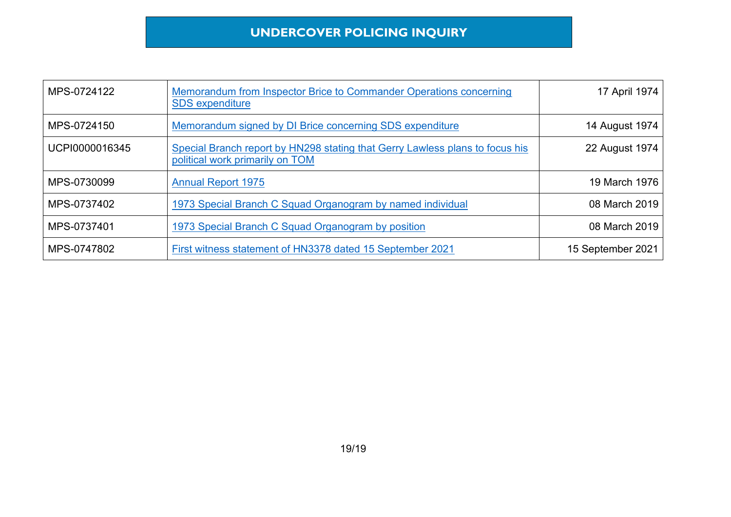# UNDERCOVER POLICING INQUIRY

| | | |
|---|---|---|
| MPS-0724122 | Memorandum from Inspector Brice to Commander Operations concerning SDS expenditure | 17 April 1974 |
| MPS-0724150 | Memorandum signed by DI Brice concerning SDS expenditure | 14 August 1974 |
| UCPI0000016345 | Special Branch report by HN298 stating that Gerry Lawless plans to focus his political work primarily on TOM | 22 August 1974 |
| MPS-0730099 | Annual Report 1975 | 19 March 1976 |
| MPS-0737402 | 1973 Special Branch C Squad Organogram by named individual | 08 March 2019 |
| MPS-0737401 | 1973 Special Branch C Squad Organogram by position | 08 March 2019 |
| MPS-0747802 | First witness statement of HN3378 dated 15 September 2021 | 15 September 2021 |